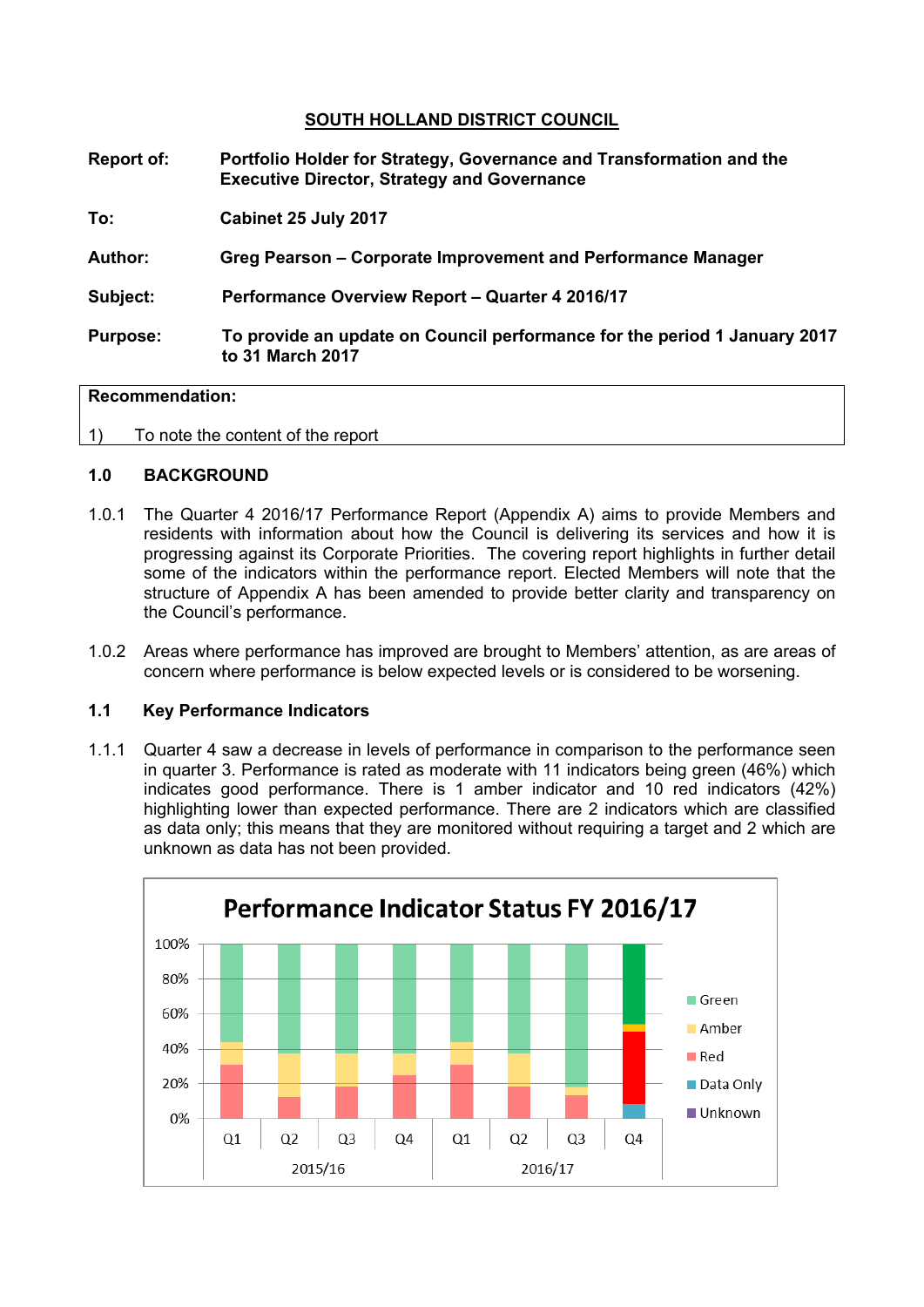# SOUTH HOLLAND DISTRICT COUNCIL

| | |
|---|---|
| **Report of:** | **Portfolio Holder for Strategy, Governance and Transformation and the Executive Director, Strategy and Governance** |
| **To:** | **Cabinet 25 July 2017** |
| **Author:** | **Greg Pearson – Corporate Improvement and Performance Manager** |
| **Subject:** | **Performance Overview Report – Quarter 4 2016/17** |
| **Purpose:** | **To provide an update on Council performance for the period 1 January 2017 to 31 March 2017** |

**Recommendation:**

1) To note the content of the report

## 1.0 BACKGROUND

1.0.1 The Quarter 4 2016/17 Performance Report (Appendix A) aims to provide Members and residents with information about how the Council is delivering its services and how it is progressing against its Corporate Priorities. The covering report highlights in further detail some of the indicators within the performance report. Elected Members will note that the structure of Appendix A has been amended to provide better clarity and transparency on the Council's performance.

1.0.2 Areas where performance has improved are brought to Members' attention, as are areas of concern where performance is below expected levels or is considered to be worsening.

### 1.1 Key Performance Indicators

1.1.1 Quarter 4 saw a decrease in levels of performance in comparison to the performance seen in quarter 3. Performance is rated as moderate with 11 indicators being green (46%) which indicates good performance. There is 1 amber indicator and 10 red indicators (42%) highlighting lower than expected performance. There are 2 indicators which are classified as data only; this means that they are monitored without requiring a target and 2 which are unknown as data has not been provided.

**Performance Indicator Status FY 2016/17**

Legend: Green, Amber, Red, Data Only, Unknown

Axis: 0%–100%; Q1, Q2, Q3, Q4 (2015/16); Q1, Q2, Q3, Q4 (2016/17)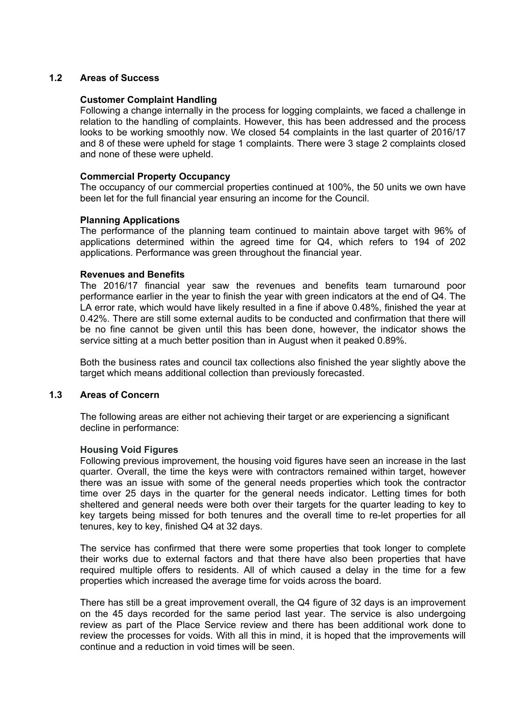## 1.2 Areas of Success

**Customer Complaint Handling**

Following a change internally in the process for logging complaints, we faced a challenge in relation to the handling of complaints. However, this has been addressed and the process looks to be working smoothly now. We closed 54 complaints in the last quarter of 2016/17 and 8 of these were upheld for stage 1 complaints. There were 3 stage 2 complaints closed and none of these were upheld.

**Commercial Property Occupancy**

The occupancy of our commercial properties continued at 100%, the 50 units we own have been let for the full financial year ensuring an income for the Council.

**Planning Applications**

The performance of the planning team continued to maintain above target with 96% of applications determined within the agreed time for Q4, which refers to 194 of 202 applications. Performance was green throughout the financial year.

**Revenues and Benefits**

The 2016/17 financial year saw the revenues and benefits team turnaround poor performance earlier in the year to finish the year with green indicators at the end of Q4. The LA error rate, which would have likely resulted in a fine if above 0.48%, finished the year at 0.42%. There are still some external audits to be conducted and confirmation that there will be no fine cannot be given until this has been done, however, the indicator shows the service sitting at a much better position than in August when it peaked 0.89%.

Both the business rates and council tax collections also finished the year slightly above the target which means additional collection than previously forecasted.

## 1.3 Areas of Concern

The following areas are either not achieving their target or are experiencing a significant decline in performance:

**Housing Void Figures**

Following previous improvement, the housing void figures have seen an increase in the last quarter. Overall, the time the keys were with contractors remained within target, however there was an issue with some of the general needs properties which took the contractor time over 25 days in the quarter for the general needs indicator. Letting times for both sheltered and general needs were both over their targets for the quarter leading to key to key targets being missed for both tenures and the overall time to re-let properties for all tenures, key to key, finished Q4 at 32 days.

The service has confirmed that there were some properties that took longer to complete their works due to external factors and that there have also been properties that have required multiple offers to residents. All of which caused a delay in the time for a few properties which increased the average time for voids across the board.

There has still be a great improvement overall, the Q4 figure of 32 days is an improvement on the 45 days recorded for the same period last year. The service is also undergoing review as part of the Place Service review and there has been additional work done to review the processes for voids. With all this in mind, it is hoped that the improvements will continue and a reduction in void times will be seen.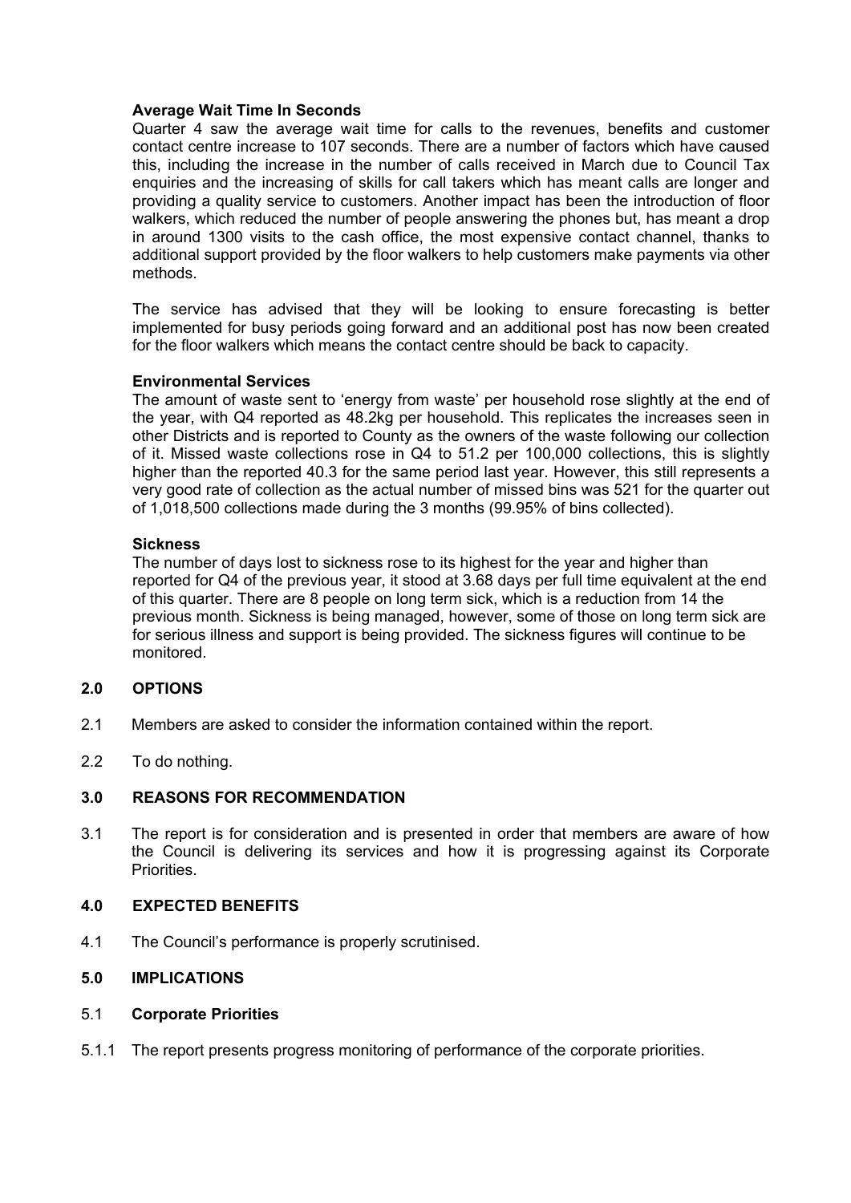**Average Wait Time In Seconds**

Quarter 4 saw the average wait time for calls to the revenues, benefits and customer contact centre increase to 107 seconds. There are a number of factors which have caused this, including the increase in the number of calls received in March due to Council Tax enquiries and the increasing of skills for call takers which has meant calls are longer and providing a quality service to customers. Another impact has been the introduction of floor walkers, which reduced the number of people answering the phones but, has meant a drop in around 1300 visits to the cash office, the most expensive contact channel, thanks to additional support provided by the floor walkers to help customers make payments via other methods.

The service has advised that they will be looking to ensure forecasting is better implemented for busy periods going forward and an additional post has now been created for the floor walkers which means the contact centre should be back to capacity.

**Environmental Services**

The amount of waste sent to 'energy from waste' per household rose slightly at the end of the year, with Q4 reported as 48.2kg per household. This replicates the increases seen in other Districts and is reported to County as the owners of the waste following our collection of it. Missed waste collections rose in Q4 to 51.2 per 100,000 collections, this is slightly higher than the reported 40.3 for the same period last year. However, this still represents a very good rate of collection as the actual number of missed bins was 521 for the quarter out of 1,018,500 collections made during the 3 months (99.95% of bins collected).

**Sickness**

The number of days lost to sickness rose to its highest for the year and higher than reported for Q4 of the previous year, it stood at 3.68 days per full time equivalent at the end of this quarter. There are 8 people on long term sick, which is a reduction from 14 the previous month. Sickness is being managed, however, some of those on long term sick are for serious illness and support is being provided. The sickness figures will continue to be monitored.

## 2.0 OPTIONS

2.1 Members are asked to consider the information contained within the report.

2.2 To do nothing.

## 3.0 REASONS FOR RECOMMENDATION

3.1 The report is for consideration and is presented in order that members are aware of how the Council is delivering its services and how it is progressing against its Corporate Priorities.

## 4.0 EXPECTED BENEFITS

4.1 The Council's performance is properly scrutinised.

## 5.0 IMPLICATIONS

### 5.1 Corporate Priorities

5.1.1 The report presents progress monitoring of performance of the corporate priorities.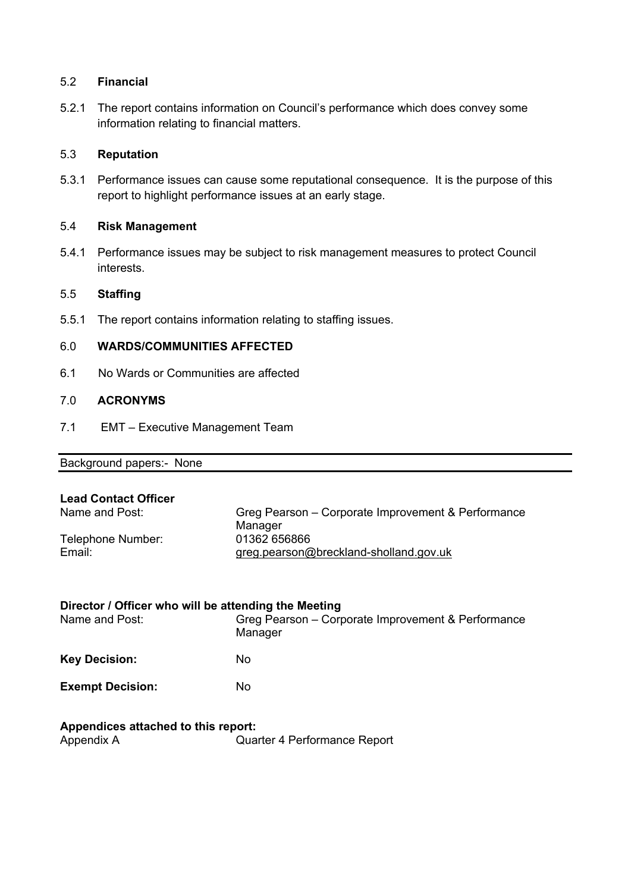### 5.2 **Financial**

5.2.1 The report contains information on Council's performance which does convey some information relating to financial matters.

### 5.3 **Reputation**

5.3.1 Performance issues can cause some reputational consequence. It is the purpose of this report to highlight performance issues at an early stage.

### 5.4 **Risk Management**

5.4.1 Performance issues may be subject to risk management measures to protect Council interests.

### 5.5 **Staffing**

5.5.1 The report contains information relating to staffing issues.

## 6.0 **WARDS/COMMUNITIES AFFECTED**

6.1 No Wards or Communities are affected

## 7.0 **ACRONYMS**

7.1 EMT – Executive Management Team

---

Background papers:- None

---

**Lead Contact Officer**

| | |
|---|---|
| Name and Post: | Greg Pearson – Corporate Improvement & Performance Manager |
| Telephone Number: | 01362 656866 |
| Email: | greg.pearson@breckland-sholland.gov.uk |

**Director / Officer who will be attending the Meeting**

| | |
|---|---|
| Name and Post: | Greg Pearson – Corporate Improvement & Performance Manager |
| **Key Decision:** | No |
| **Exempt Decision:** | No |

**Appendices attached to this report:**

| | |
|---|---|
| Appendix A | Quarter 4 Performance Report |